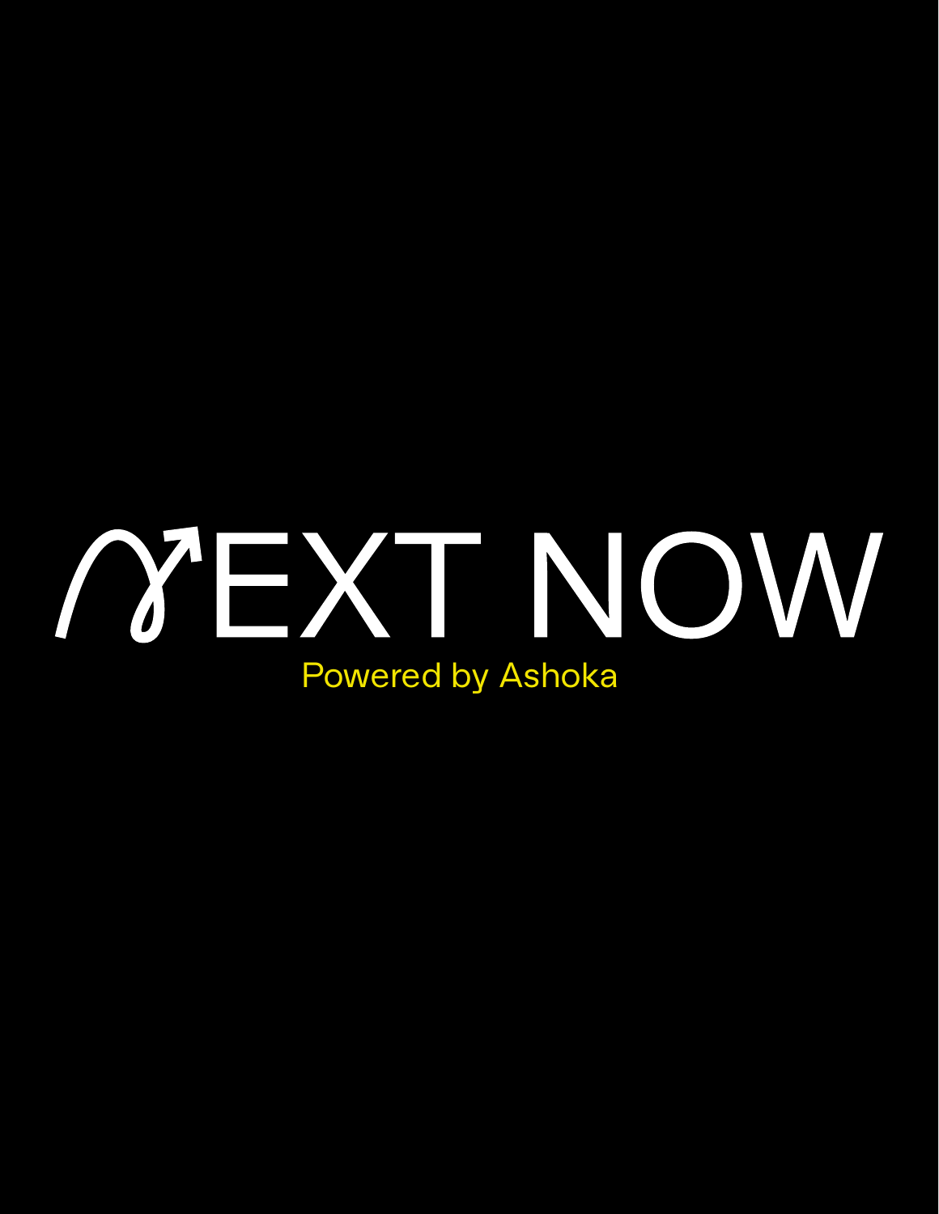# NEXT NOW

Powered by Ashoka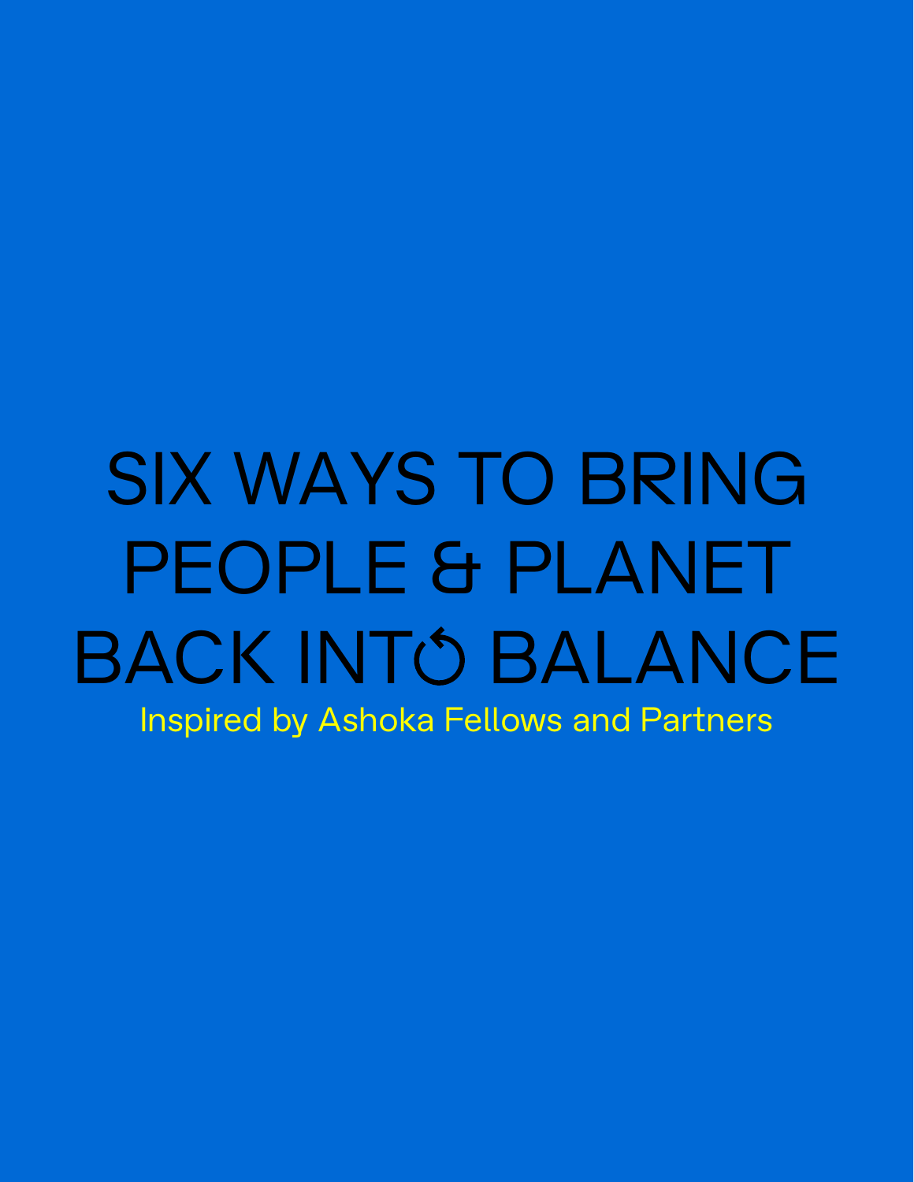# SIX WAYS TO BRING PEOPLE & PLANET BACK INTO BALANCE

Inspired by Ashoka Fellows and Partners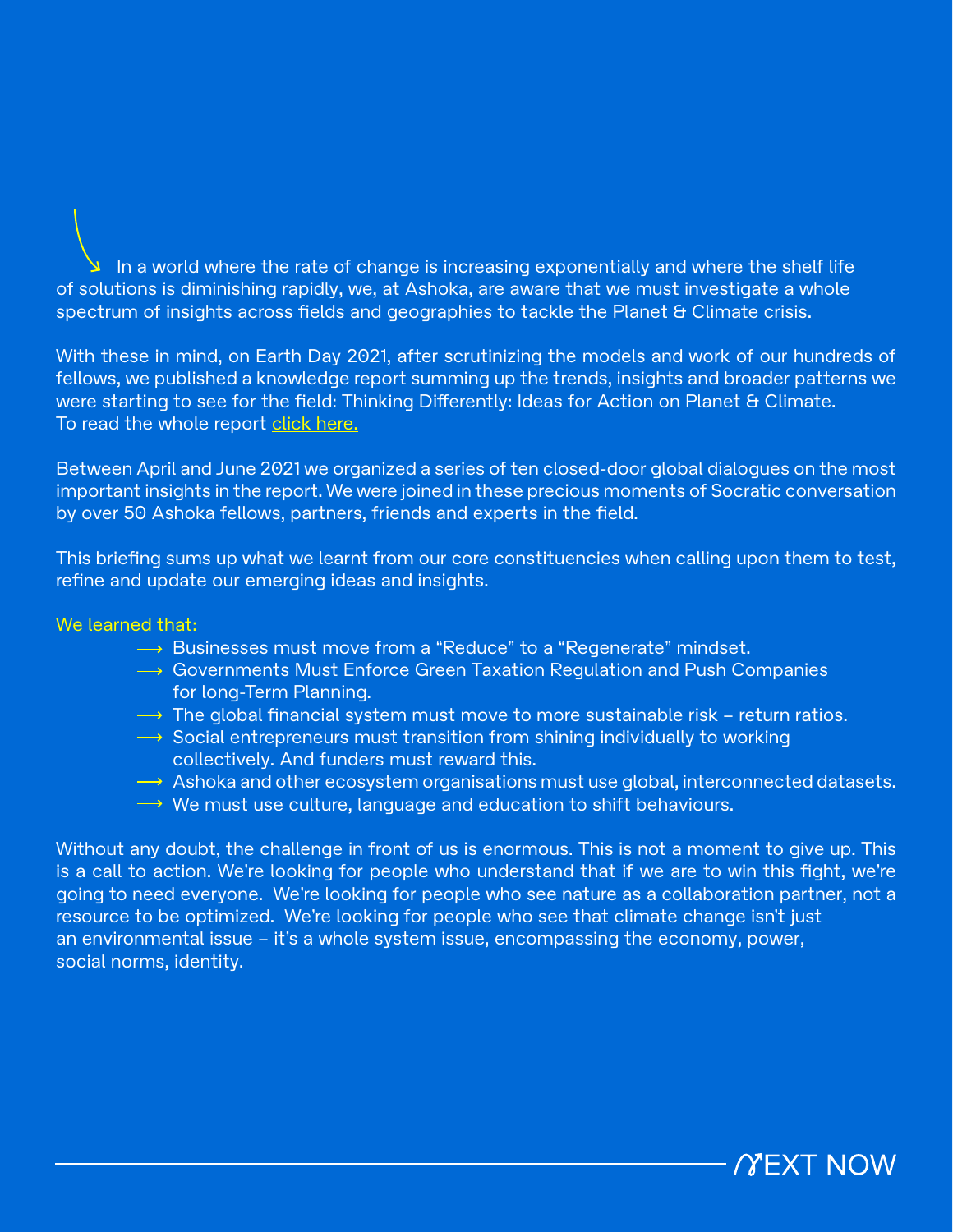In a world where the rate of change is increasing exponentially and where the shelf life of solutions is diminishing rapidly, we, at Ashoka, are aware that we must investigate a whole spectrum of insights across fields and geographies to tackle the Planet & Climate crisis.

With these in mind, on Earth Day 2021, after scrutinizing the models and work of our hundreds of fellows, we published a knowledge report summing up the trends, insights and broader patterns we were starting to see for the field: Thinking Differently: Ideas for Action on Planet & Climate. To read the whole report click here.

Between April and June 2021 we organized a series of ten closed-door global dialogues on the most important insights in the report. We were joined in these precious moments of Socratic conversation by over 50 Ashoka fellows, partners, friends and experts in the field.

This briefing sums up what we learnt from our core constituencies when calling upon them to test, refine and update our emerging ideas and insights.

We learned that:

- Businesses must move from a "Reduce" to a "Regenerate" mindset.
- Governments Must Enforce Green Taxation Regulation and Push Companies for long-Term Planning.
- The global financial system must move to more sustainable risk – return ratios.
- Social entrepreneurs must transition from shining individually to working collectively. And funders must reward this.
- Ashoka and other ecosystem organisations must use global, interconnected datasets.
- We must use culture, language and education to shift behaviours.

Without any doubt, the challenge in front of us is enormous. This is not a moment to give up. This is a call to action. We're looking for people who understand that if we are to win this fight, we're going to need everyone. We're looking for people who see nature as a collaboration partner, not a resource to be optimized. We're looking for people who see that climate change isn't just an environmental issue – it's a whole system issue, encompassing the economy, power, social norms, identity.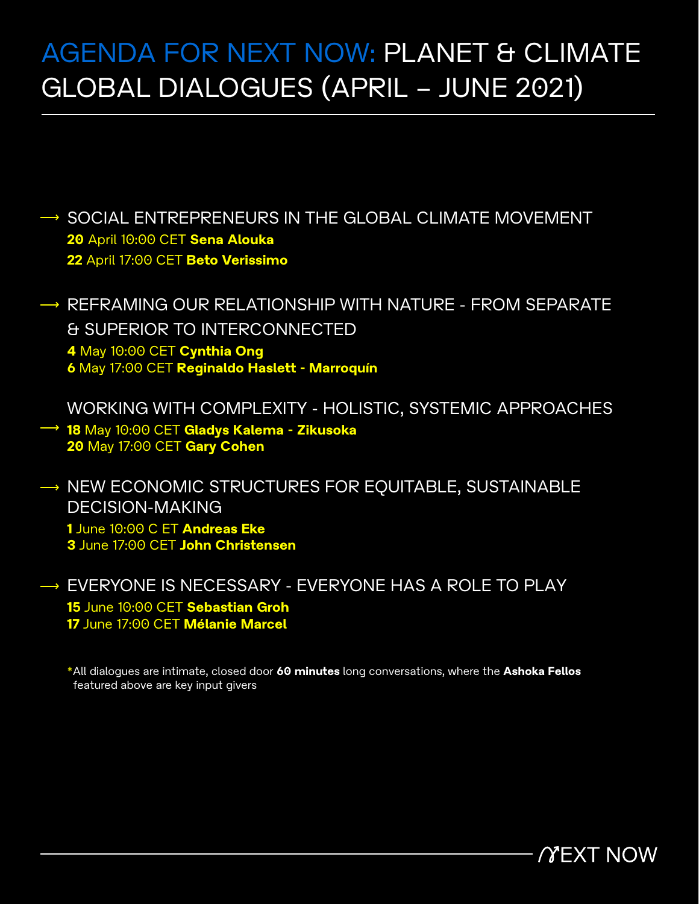# AGENDA FOR NEXT NOW: PLANET & CLIMATE GLOBAL DIALOGUES (APRIL – JUNE 2021)

⟶ SOCIAL ENTREPRENEURS IN THE GLOBAL CLIMATE MOVEMENT

**20** April 10:00 CET **Sena Alouka**
**22** April 17:00 CET **Beto Verissimo**

⟶ REFRAMING OUR RELATIONSHIP WITH NATURE - FROM SEPARATE & SUPERIOR TO INTERCONNECTED

**4** May 10:00 CET **Cynthia Ong**
**6** May 17:00 CET **Reginaldo Haslett - Marroquín**

⟶ WORKING WITH COMPLEXITY - HOLISTIC, SYSTEMIC APPROACHES

**18** May 10:00 CET **Gladys Kalema - Zikusoka**
**20** May 17:00 CET **Gary Cohen**

⟶ NEW ECONOMIC STRUCTURES FOR EQUITABLE, SUSTAINABLE DECISION-MAKING

**1** June 10:00 C ET **Andreas Eke**
**3** June 17:00 CET **John Christensen**

⟶ EVERYONE IS NECESSARY - EVERYONE HAS A ROLE TO PLAY

**15** June 10:00 CET **Sebastian Groh**
**17** June 17:00 CET **Mélanie Marcel**

*All dialogues are intimate, closed door **60 minutes** long conversations, where the **Ashoka Fellos** featured above are key input givers

NEXT NOW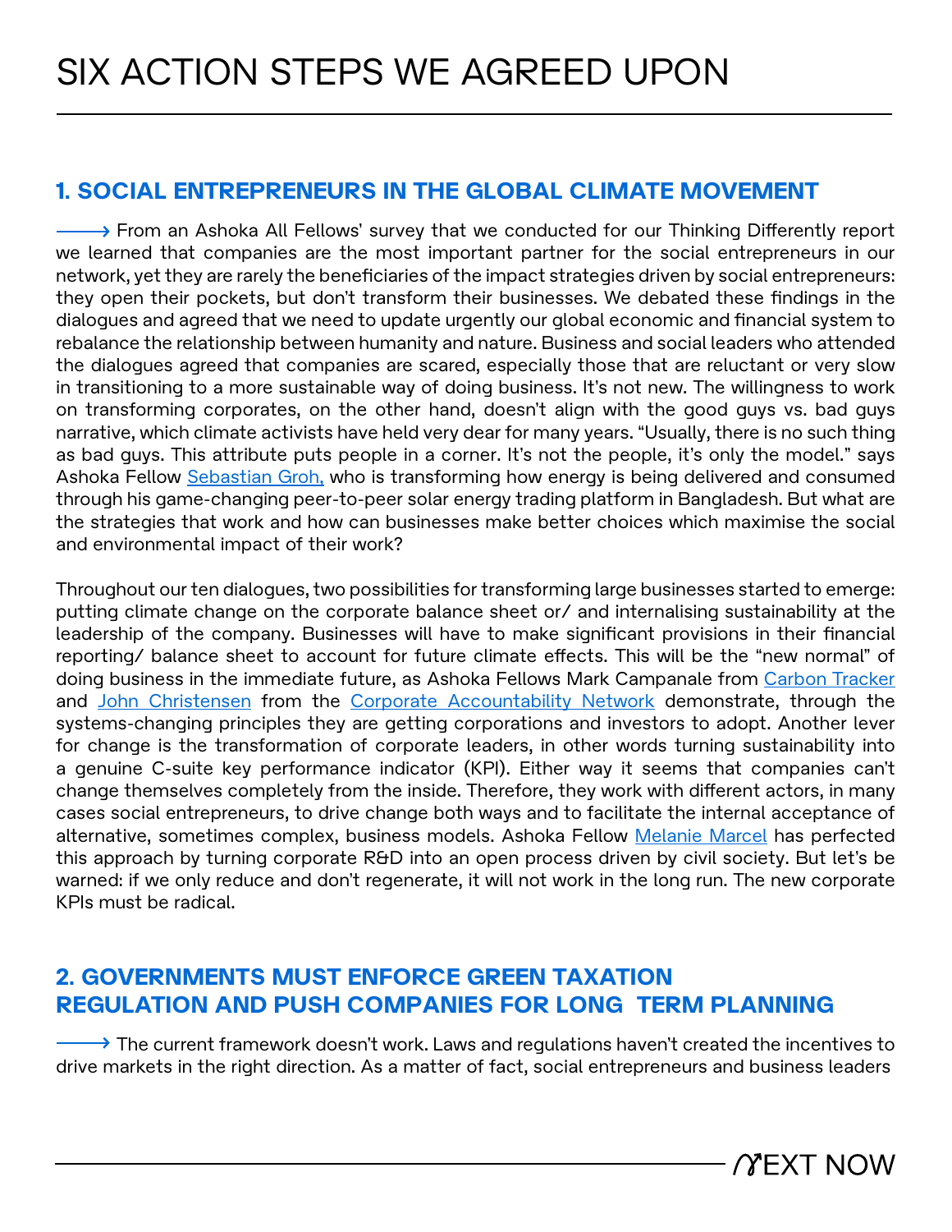# SIX ACTION STEPS WE AGREED UPON

## 1. SOCIAL ENTREPRENEURS IN THE GLOBAL CLIMATE MOVEMENT

⟶ From an Ashoka All Fellows' survey that we conducted for our Thinking Differently report we learned that companies are the most important partner for the social entrepreneurs in our network, yet they are rarely the beneficiaries of the impact strategies driven by social entrepreneurs: they open their pockets, but don't transform their businesses. We debated these findings in the dialogues and agreed that we need to update urgently our global economic and financial system to rebalance the relationship between humanity and nature. Business and social leaders who attended the dialogues agreed that companies are scared, especially those that are reluctant or very slow in transitioning to a more sustainable way of doing business. It's not new. The willingness to work on transforming corporates, on the other hand, doesn't align with the good guys vs. bad guys narrative, which climate activists have held very dear for many years. "Usually, there is no such thing as bad guys. This attribute puts people in a corner. It's not the people, it's only the model." says Ashoka Fellow Sebastian Groh, who is transforming how energy is being delivered and consumed through his game-changing peer-to-peer solar energy trading platform in Bangladesh. But what are the strategies that work and how can businesses make better choices which maximise the social and environmental impact of their work?

Throughout our ten dialogues, two possibilities for transforming large businesses started to emerge: putting climate change on the corporate balance sheet or/ and internalising sustainability at the leadership of the company. Businesses will have to make significant provisions in their financial reporting/ balance sheet to account for future climate effects. This will be the "new normal" of doing business in the immediate future, as Ashoka Fellows Mark Campanale from Carbon Tracker and John Christensen from the Corporate Accountability Network demonstrate, through the systems-changing principles they are getting corporations and investors to adopt. Another lever for change is the transformation of corporate leaders, in other words turning sustainability into a genuine C-suite key performance indicator (KPI). Either way it seems that companies can't change themselves completely from the inside. Therefore, they work with different actors, in many cases social entrepreneurs, to drive change both ways and to facilitate the internal acceptance of alternative, sometimes complex, business models. Ashoka Fellow Melanie Marcel has perfected this approach by turning corporate R&D into an open process driven by civil society. But let's be warned: if we only reduce and don't regenerate, it will not work in the long run. The new corporate KPIs must be radical.

## 2. GOVERNMENTS MUST ENFORCE GREEN TAXATION REGULATION AND PUSH COMPANIES FOR LONG TERM PLANNING

⟶ The current framework doesn't work. Laws and regulations haven't created the incentives to drive markets in the right direction. As a matter of fact, social entrepreneurs and business leaders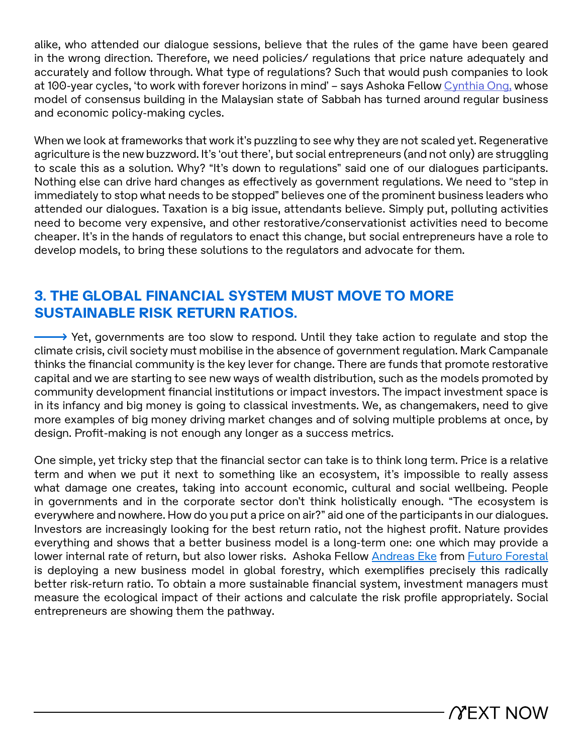alike, who attended our dialogue sessions, believe that the rules of the game have been geared in the wrong direction. Therefore, we need policies/ regulations that price nature adequately and accurately and follow through. What type of regulations? Such that would push companies to look at 100-year cycles, 'to work with forever horizons in mind' – says Ashoka Fellow Cynthia Ong, whose model of consensus building in the Malaysian state of Sabbah has turned around regular business and economic policy-making cycles.

When we look at frameworks that work it's puzzling to see why they are not scaled yet. Regenerative agriculture is the new buzzword. It's 'out there', but social entrepreneurs (and not only) are struggling to scale this as a solution. Why? "It's down to regulations" said one of our dialogues participants. Nothing else can drive hard changes as effectively as government regulations. We need to "step in immediately to stop what needs to be stopped" believes one of the prominent business leaders who attended our dialogues. Taxation is a big issue, attendants believe. Simply put, polluting activities need to become very expensive, and other restorative/conservationist activities need to become cheaper. It's in the hands of regulators to enact this change, but social entrepreneurs have a role to develop models, to bring these solutions to the regulators and advocate for them.

## 3. THE GLOBAL FINANCIAL SYSTEM MUST MOVE TO MORE SUSTAINABLE RISK RETURN RATIOS.

⟶ Yet, governments are too slow to respond. Until they take action to regulate and stop the climate crisis, civil society must mobilise in the absence of government regulation. Mark Campanale thinks the financial community is the key lever for change. There are funds that promote restorative capital and we are starting to see new ways of wealth distribution, such as the models promoted by community development financial institutions or impact investors. The impact investment space is in its infancy and big money is going to classical investments. We, as changemakers, need to give more examples of big money driving market changes and of solving multiple problems at once, by design. Profit-making is not enough any longer as a success metrics.

One simple, yet tricky step that the financial sector can take is to think long term. Price is a relative term and when we put it next to something like an ecosystem, it's impossible to really assess what damage one creates, taking into account economic, cultural and social wellbeing. People in governments and in the corporate sector don't think holistically enough. "The ecosystem is everywhere and nowhere. How do you put a price on air?" aid one of the participants in our dialogues. Investors are increasingly looking for the best return ratio, not the highest profit. Nature provides everything and shows that a better business model is a long-term one: one which may provide a lower internal rate of return, but also lower risks. Ashoka Fellow Andreas Eke from Futuro Forestal is deploying a new business model in global forestry, which exemplifies precisely this radically better risk-return ratio. To obtain a more sustainable financial system, investment managers must measure the ecological impact of their actions and calculate the risk profile appropriately. Social entrepreneurs are showing them the pathway.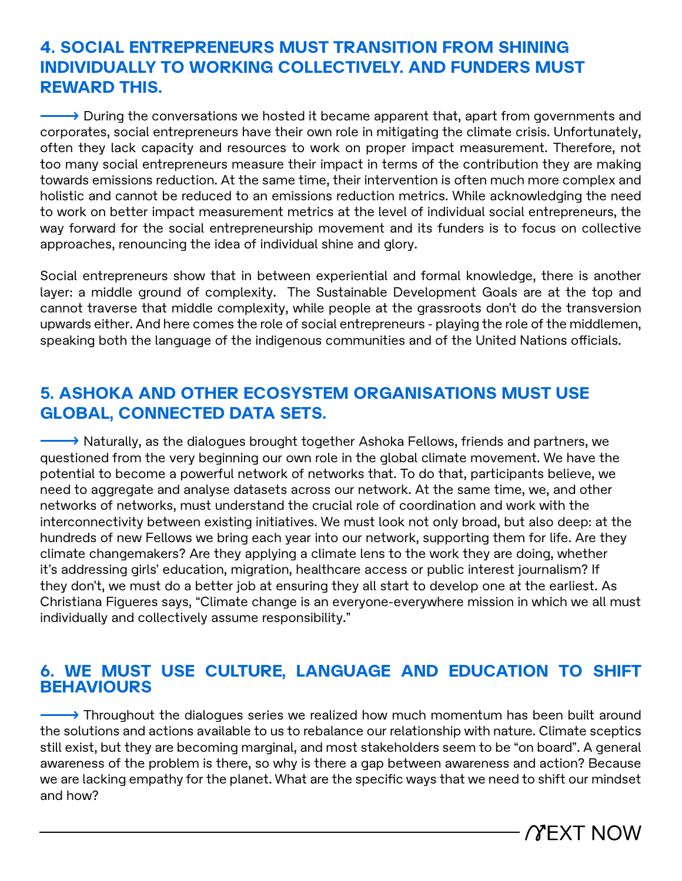## 4. SOCIAL ENTREPRENEURS MUST TRANSITION FROM SHINING INDIVIDUALLY TO WORKING COLLECTIVELY. AND FUNDERS MUST REWARD THIS.

⟶ During the conversations we hosted it became apparent that, apart from governments and corporates, social entrepreneurs have their own role in mitigating the climate crisis. Unfortunately, often they lack capacity and resources to work on proper impact measurement. Therefore, not too many social entrepreneurs measure their impact in terms of the contribution they are making towards emissions reduction. At the same time, their intervention is often much more complex and holistic and cannot be reduced to an emissions reduction metrics. While acknowledging the need to work on better impact measurement metrics at the level of individual social entrepreneurs, the way forward for the social entrepreneurship movement and its funders is to focus on collective approaches, renouncing the idea of individual shine and glory.

Social entrepreneurs show that in between experiential and formal knowledge, there is another layer: a middle ground of complexity. The Sustainable Development Goals are at the top and cannot traverse that middle complexity, while people at the grassroots don't do the transversion upwards either. And here comes the role of social entrepreneurs - playing the role of the middlemen, speaking both the language of the indigenous communities and of the United Nations officials.

## 5. ASHOKA AND OTHER ECOSYSTEM ORGANISATIONS MUST USE GLOBAL, CONNECTED DATA SETS.

⟶ Naturally, as the dialogues brought together Ashoka Fellows, friends and partners, we questioned from the very beginning our own role in the global climate movement. We have the potential to become a powerful network of networks that. To do that, participants believe, we need to aggregate and analyse datasets across our network. At the same time, we, and other networks of networks, must understand the crucial role of coordination and work with the interconnectivity between existing initiatives. We must look not only broad, but also deep: at the hundreds of new Fellows we bring each year into our network, supporting them for life. Are they climate changemakers? Are they applying a climate lens to the work they are doing, whether it's addressing girls' education, migration, healthcare access or public interest journalism? If they don't, we must do a better job at ensuring they all start to develop one at the earliest. As Christiana Figueres says, "Climate change is an everyone-everywhere mission in which we all must individually and collectively assume responsibility."

## 6. WE MUST USE CULTURE, LANGUAGE AND EDUCATION TO SHIFT BEHAVIOURS

⟶ Throughout the dialogues series we realized how much momentum has been built around the solutions and actions available to us to rebalance our relationship with nature. Climate sceptics still exist, but they are becoming marginal, and most stakeholders seem to be "on board". A general awareness of the problem is there, so why is there a gap between awareness and action? Because we are lacking empathy for the planet. What are the specific ways that we need to shift our mindset and how?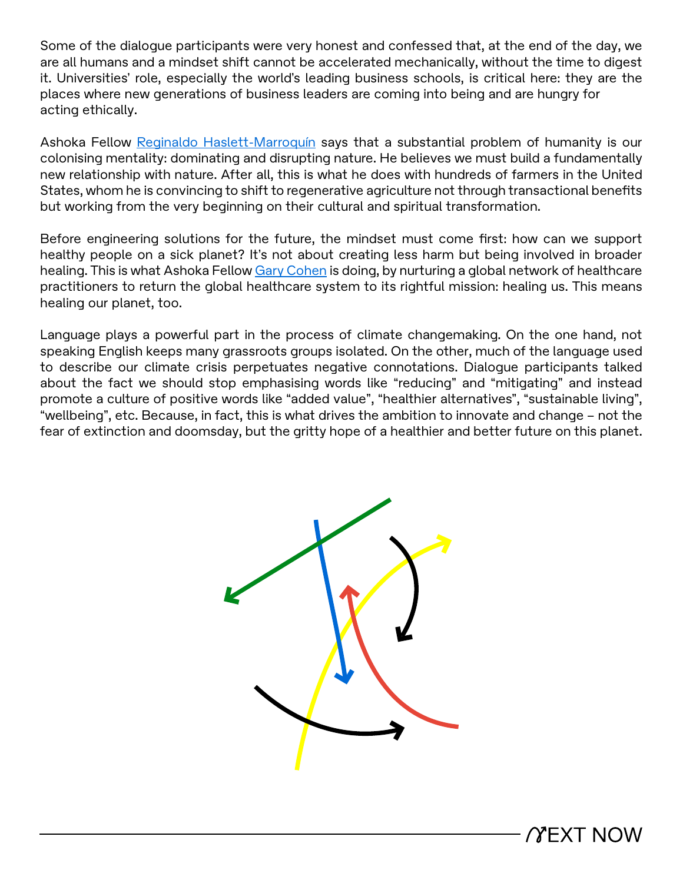Some of the dialogue participants were very honest and confessed that, at the end of the day, we are all humans and a mindset shift cannot be accelerated mechanically, without the time to digest it. Universities' role, especially the world's leading business schools, is critical here: they are the places where new generations of business leaders are coming into being and are hungry for acting ethically.

Ashoka Fellow Reginaldo Haslett-Marroquín says that a substantial problem of humanity is our colonising mentality: dominating and disrupting nature. He believes we must build a fundamentally new relationship with nature. After all, this is what he does with hundreds of farmers in the United States, whom he is convincing to shift to regenerative agriculture not through transactional benefits but working from the very beginning on their cultural and spiritual transformation.

Before engineering solutions for the future, the mindset must come first: how can we support healthy people on a sick planet? It's not about creating less harm but being involved in broader healing. This is what Ashoka Fellow Gary Cohen is doing, by nurturing a global network of healthcare practitioners to return the global healthcare system to its rightful mission: healing us. This means healing our planet, too.

Language plays a powerful part in the process of climate changemaking. On the one hand, not speaking English keeps many grassroots groups isolated. On the other, much of the language used to describe our climate crisis perpetuates negative connotations. Dialogue participants talked about the fact we should stop emphasising words like "reducing" and "mitigating" and instead promote a culture of positive words like "added value", "healthier alternatives", "sustainable living", "wellbeing", etc. Because, in fact, this is what drives the ambition to innovate and change – not the fear of extinction and doomsday, but the gritty hope of a healthier and better future on this planet.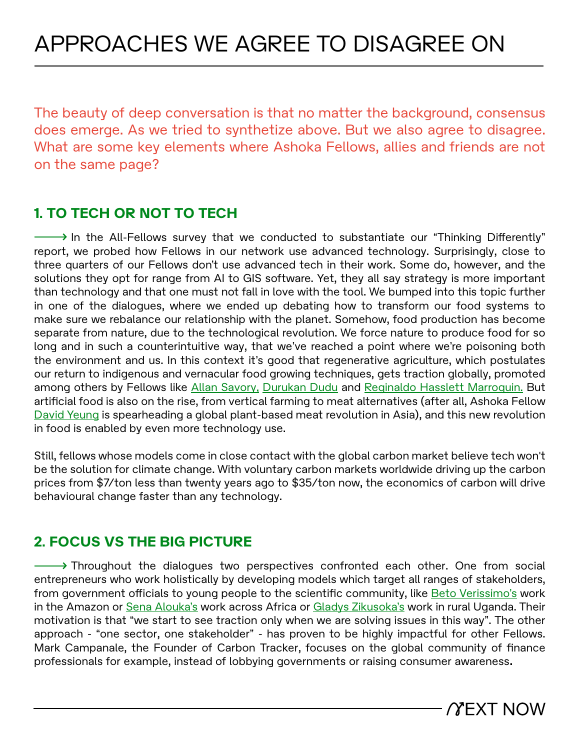# APPROACHES WE AGREE TO DISAGREE ON

The beauty of deep conversation is that no matter the background, consensus does emerge. As we tried to synthetize above. But we also agree to disagree. What are some key elements where Ashoka Fellows, allies and friends are not on the same page?

## 1. TO TECH OR NOT TO TECH

⟶ In the All-Fellows survey that we conducted to substantiate our "Thinking Differently" report, we probed how Fellows in our network use advanced technology. Surprisingly, close to three quarters of our Fellows don't use advanced tech in their work. Some do, however, and the solutions they opt for range from AI to GIS software. Yet, they all say strategy is more important than technology and that one must not fall in love with the tool. We bumped into this topic further in one of the dialogues, where we ended up debating how to transform our food systems to make sure we rebalance our relationship with the planet. Somehow, food production has become separate from nature, due to the technological revolution. We force nature to produce food for so long and in such a counterintuitive way, that we've reached a point where we're poisoning both the environment and us. In this context it's good that regenerative agriculture, which postulates our return to indigenous and vernacular food growing techniques, gets traction globally, promoted among others by Fellows like Allan Savory, Durukan Dudu and Reginaldo Hasslett Marroquin. But artificial food is also on the rise, from vertical farming to meat alternatives (after all, Ashoka Fellow David Yeung is spearheading a global plant-based meat revolution in Asia), and this new revolution in food is enabled by even more technology use.

Still, fellows whose models come in close contact with the global carbon market believe tech won't be the solution for climate change. With voluntary carbon markets worldwide driving up the carbon prices from $7/ton less than twenty years ago to $35/ton now, the economics of carbon will drive behavioural change faster than any technology.

## 2. FOCUS VS THE BIG PICTURE

⟶ Throughout the dialogues two perspectives confronted each other. One from social entrepreneurs who work holistically by developing models which target all ranges of stakeholders, from government officials to young people to the scientific community, like Beto Verissimo's work in the Amazon or Sena Alouka's work across Africa or Gladys Zikusoka's work in rural Uganda. Their motivation is that "we start to see traction only when we are solving issues in this way". The other approach - "one sector, one stakeholder" - has proven to be highly impactful for other Fellows. Mark Campanale, the Founder of Carbon Tracker, focuses on the global community of finance professionals for example, instead of lobbying governments or raising consumer awareness.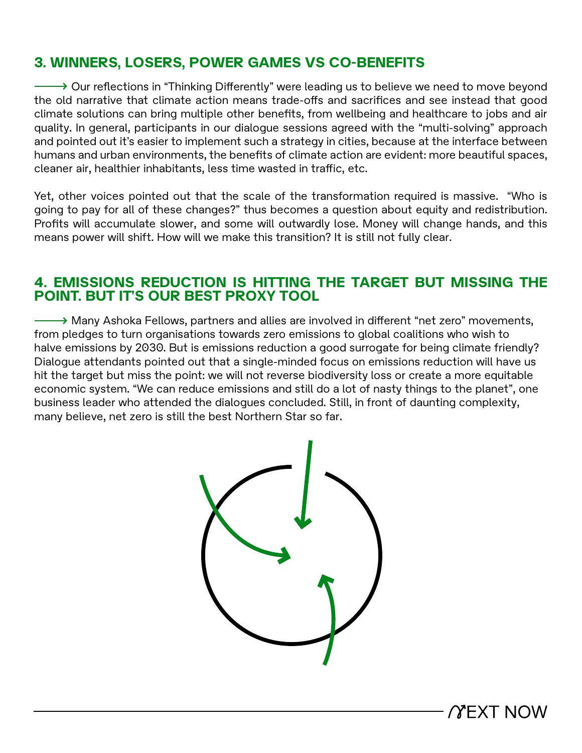## 3. WINNERS, LOSERS, POWER GAMES VS CO-BENEFITS

⟶ Our reflections in "Thinking Differently" were leading us to believe we need to move beyond the old narrative that climate action means trade-offs and sacrifices and see instead that good climate solutions can bring multiple other benefits, from wellbeing and healthcare to jobs and air quality. In general, participants in our dialogue sessions agreed with the "multi-solving" approach and pointed out it's easier to implement such a strategy in cities, because at the interface between humans and urban environments, the benefits of climate action are evident: more beautiful spaces, cleaner air, healthier inhabitants, less time wasted in traffic, etc.

Yet, other voices pointed out that the scale of the transformation required is massive. "Who is going to pay for all of these changes?" thus becomes a question about equity and redistribution. Profits will accumulate slower, and some will outwardly lose. Money will change hands, and this means power will shift. How will we make this transition? It is still not fully clear.

## 4. EMISSIONS REDUCTION IS HITTING THE TARGET BUT MISSING THE POINT. BUT IT'S OUR BEST PROXY TOOL

⟶ Many Ashoka Fellows, partners and allies are involved in different "net zero" movements, from pledges to turn organisations towards zero emissions to global coalitions who wish to halve emissions by 2030. But is emissions reduction a good surrogate for being climate friendly? Dialogue attendants pointed out that a single-minded focus on emissions reduction will have us hit the target but miss the point: we will not reverse biodiversity loss or create a more equitable economic system. "We can reduce emissions and still do a lot of nasty things to the planet", one business leader who attended the dialogues concluded. Still, in front of daunting complexity, many believe, net zero is still the best Northern Star so far.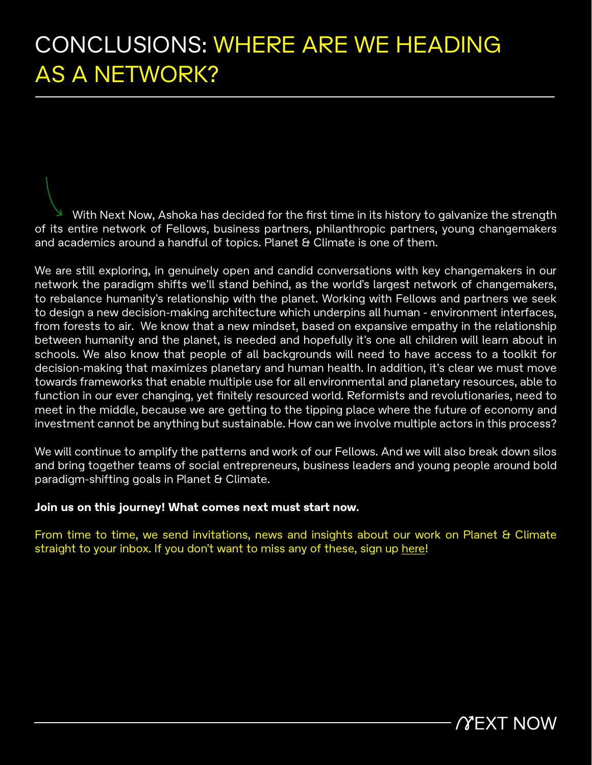# CONCLUSIONS: WHERE ARE WE HEADING AS A NETWORK?

With Next Now, Ashoka has decided for the first time in its history to galvanize the strength of its entire network of Fellows, business partners, philanthropic partners, young changemakers and academics around a handful of topics. Planet & Climate is one of them.

We are still exploring, in genuinely open and candid conversations with key changemakers in our network the paradigm shifts we'll stand behind, as the world's largest network of changemakers, to rebalance humanity's relationship with the planet. Working with Fellows and partners we seek to design a new decision-making architecture which underpins all human - environment interfaces, from forests to air. We know that a new mindset, based on expansive empathy in the relationship between humanity and the planet, is needed and hopefully it's one all children will learn about in schools. We also know that people of all backgrounds will need to have access to a toolkit for decision-making that maximizes planetary and human health. In addition, it's clear we must move towards frameworks that enable multiple use for all environmental and planetary resources, able to function in our ever changing, yet finitely resourced world. Reformists and revolutionaries, need to meet in the middle, because we are getting to the tipping place where the future of economy and investment cannot be anything but sustainable. How can we involve multiple actors in this process?

We will continue to amplify the patterns and work of our Fellows. And we will also break down silos and bring together teams of social entrepreneurs, business leaders and young people around bold paradigm-shifting goals in Planet & Climate.

**Join us on this journey! What comes next must start now.**

From time to time, we send invitations, news and insights about our work on Planet & Climate straight to your inbox. If you don't want to miss any of these, sign up here!